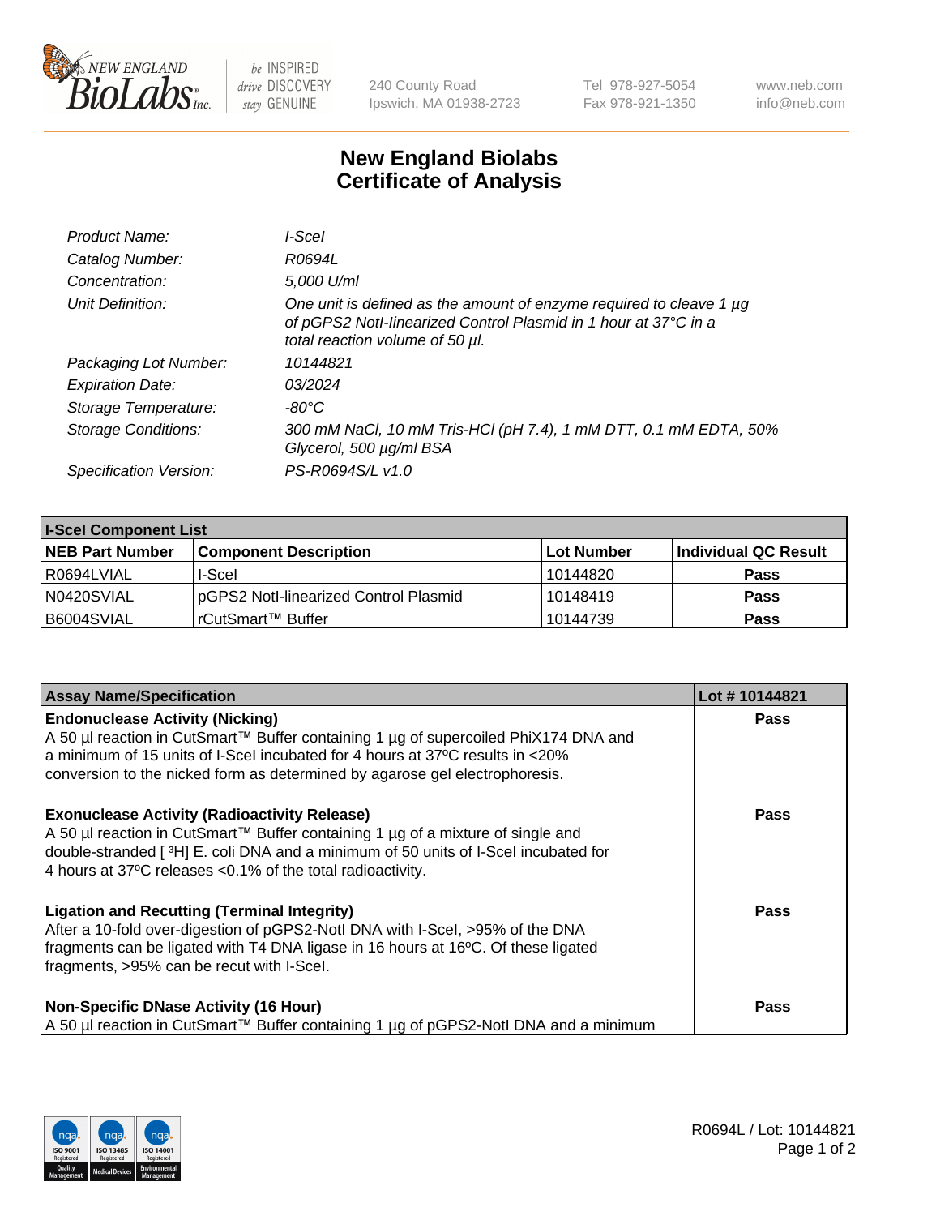240 County Road
Ipswich, MA 01938-2723

Tel 978-927-5054
Fax 978-921-1350

www.neb.com
info@neb.com

# New England Biolabs
# Certificate of Analysis

| | |
|---|---|
| *Product Name:* | *I-SceI* |
| *Catalog Number:* | *R0694L* |
| *Concentration:* | *5,000 U/ml* |
| *Unit Definition:* | *One unit is defined as the amount of enzyme required to cleave 1 µg of pGPS2 NotI-linearized Control Plasmid in 1 hour at 37°C in a total reaction volume of 50 µl.* |
| *Packaging Lot Number:* | *10144821* |
| *Expiration Date:* | *03/2024* |
| *Storage Temperature:* | *-80°C* |
| *Storage Conditions:* | *300 mM NaCl, 10 mM Tris-HCl (pH 7.4), 1 mM DTT, 0.1 mM EDTA, 50% Glycerol, 500 µg/ml BSA* |
| *Specification Version:* | *PS-R0694S/L v1.0* |

**I-SceI Component List**

| NEB Part Number | Component Description | Lot Number | Individual QC Result |
|---|---|---|---|
| R0694LVIAL | I-SceI | 10144820 | Pass |
| N0420SVIAL | pGPS2 NotI-linearized Control Plasmid | 10148419 | Pass |
| B6004SVIAL | rCutSmart™ Buffer | 10144739 | Pass |

| Assay Name/Specification | Lot # 10144821 |
|---|---|
| **Endonuclease Activity (Nicking)**<br>A 50 µl reaction in CutSmart™ Buffer containing 1 µg of supercoiled PhiX174 DNA and a minimum of 15 units of I-SceI incubated for 4 hours at 37ºC results in <20% conversion to the nicked form as determined by agarose gel electrophoresis. | Pass |
| **Exonuclease Activity (Radioactivity Release)**<br>A 50 µl reaction in CutSmart™ Buffer containing 1 µg of a mixture of single and double-stranded [ $^3$H] E. coli DNA and a minimum of 50 units of I-SceI incubated for 4 hours at 37ºC releases <0.1% of the total radioactivity. | Pass |
| **Ligation and Recutting (Terminal Integrity)**<br>After a 10-fold over-digestion of pGPS2-NotI DNA with I-SceI, >95% of the DNA fragments can be ligated with T4 DNA ligase in 16 hours at 16ºC. Of these ligated fragments, >95% can be recut with I-SceI. | Pass |
| **Non-Specific DNase Activity (16 Hour)**<br>A 50 µl reaction in CutSmart™ Buffer containing 1 µg of pGPS2-NotI DNA and a minimum | Pass |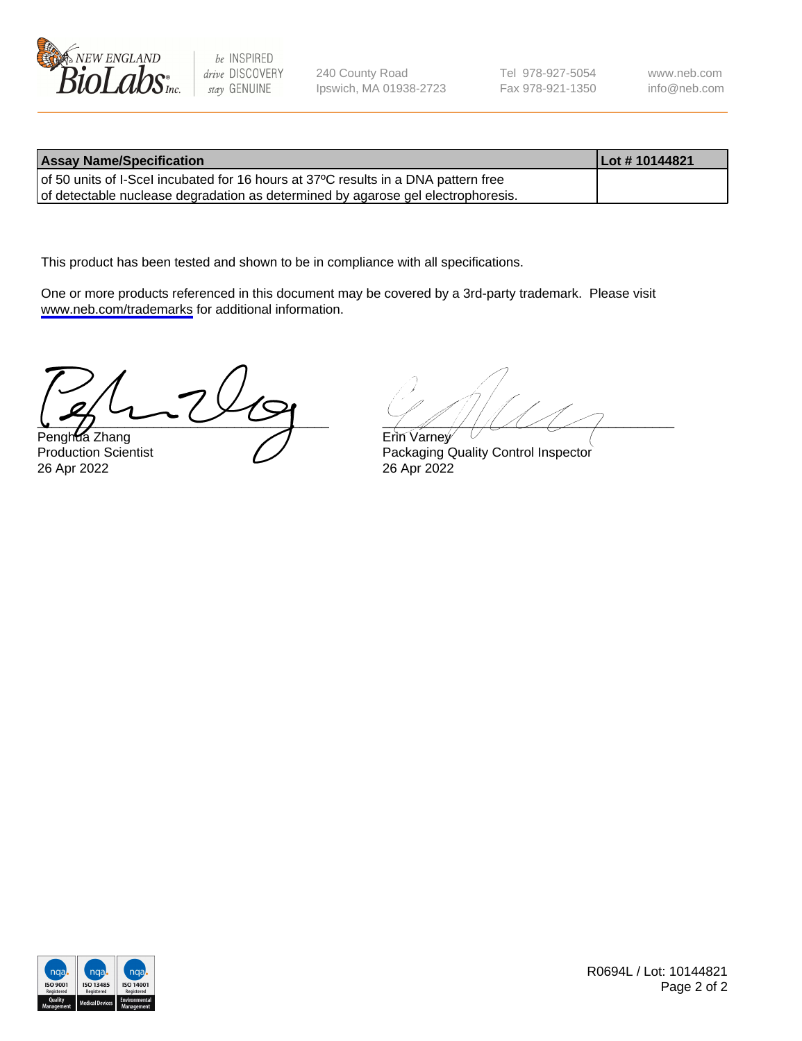| Assay Name/Specification | Lot # 10144821 |
|---|---|
| of 50 units of I-SceI incubated for 16 hours at 37ºC results in a DNA pattern free of detectable nuclease degradation as determined by agarose gel electrophoresis. | |

This product has been tested and shown to be in compliance with all specifications.

One or more products referenced in this document may be covered by a 3rd-party trademark. Please visit www.neb.com/trademarks for additional information.

Penghua Zhang
Production Scientist
26 Apr 2022

Erin Varney
Packaging Quality Control Inspector
26 Apr 2022

R0694L / Lot: 10144821